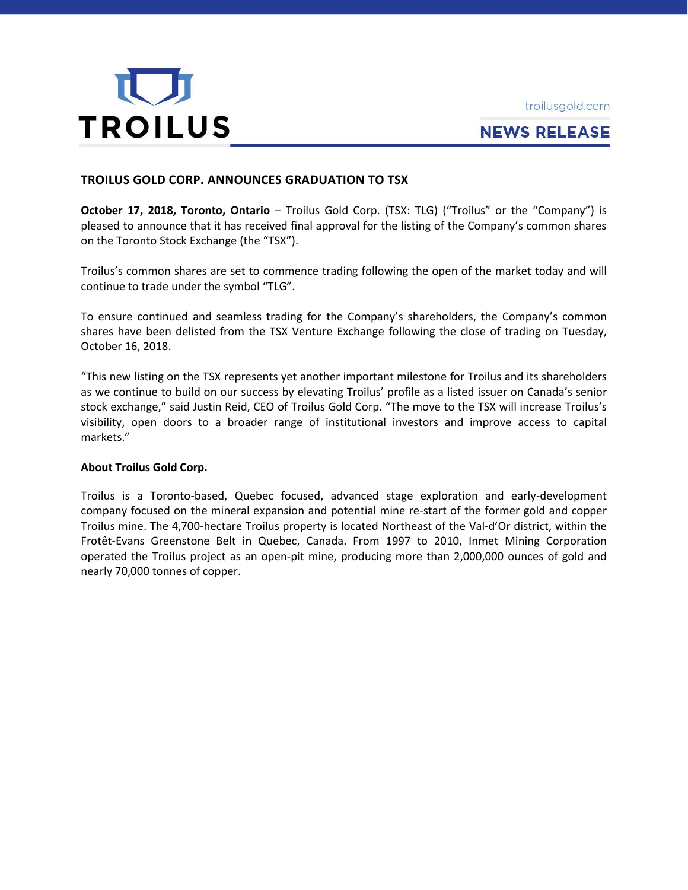TROILUS

troilusgold.com

**NEWS RELEASE**

# TROILUS GOLD CORP. ANNOUNCES GRADUATION TO TSX

**October 17, 2018, Toronto, Ontario** – Troilus Gold Corp. (TSX: TLG) ("Troilus" or the "Company") is pleased to announce that it has received final approval for the listing of the Company's common shares on the Toronto Stock Exchange (the "TSX").

Troilus's common shares are set to commence trading following the open of the market today and will continue to trade under the symbol "TLG".

To ensure continued and seamless trading for the Company's shareholders, the Company's common shares have been delisted from the TSX Venture Exchange following the close of trading on Tuesday, October 16, 2018.

"This new listing on the TSX represents yet another important milestone for Troilus and its shareholders as we continue to build on our success by elevating Troilus' profile as a listed issuer on Canada's senior stock exchange," said Justin Reid, CEO of Troilus Gold Corp. "The move to the TSX will increase Troilus's visibility, open doors to a broader range of institutional investors and improve access to capital markets."

## About Troilus Gold Corp.

Troilus is a Toronto-based, Quebec focused, advanced stage exploration and early-development company focused on the mineral expansion and potential mine re-start of the former gold and copper Troilus mine. The 4,700-hectare Troilus property is located Northeast of the Val-d'Or district, within the Frotêt-Evans Greenstone Belt in Quebec, Canada. From 1997 to 2010, Inmet Mining Corporation operated the Troilus project as an open-pit mine, producing more than 2,000,000 ounces of gold and nearly 70,000 tonnes of copper.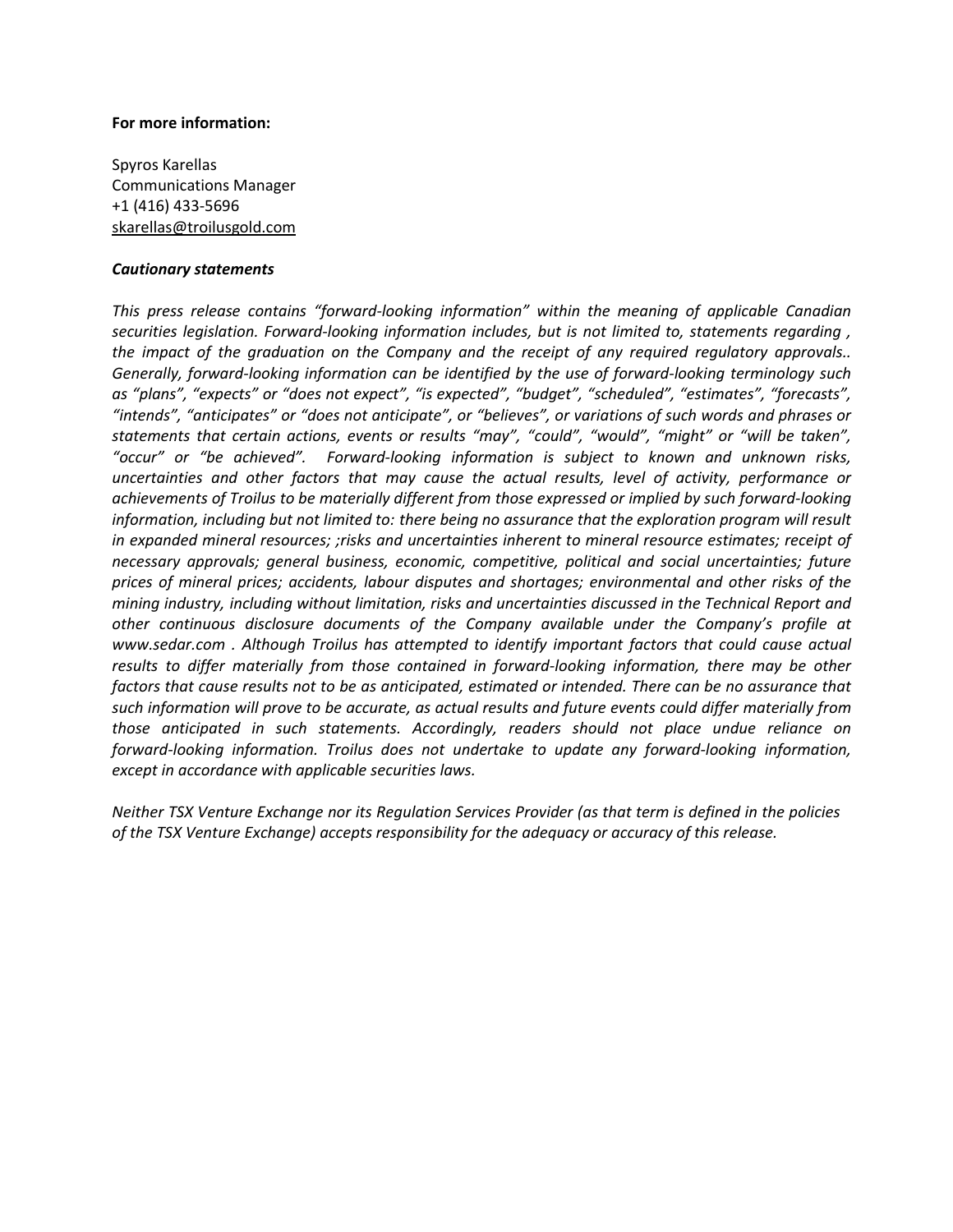**For more information:**

Spyros Karellas
Communications Manager
+1 (416) 433-5696
skarellas@troilusgold.com

***Cautionary statements***

*This press release contains "forward-looking information" within the meaning of applicable Canadian securities legislation. Forward-looking information includes, but is not limited to, statements regarding , the impact of the graduation on the Company and the receipt of any required regulatory approvals.. Generally, forward-looking information can be identified by the use of forward-looking terminology such as "plans", "expects" or "does not expect", "is expected", "budget", "scheduled", "estimates", "forecasts", "intends", "anticipates" or "does not anticipate", or "believes", or variations of such words and phrases or statements that certain actions, events or results "may", "could", "would", "might" or "will be taken", "occur" or "be achieved". Forward-looking information is subject to known and unknown risks, uncertainties and other factors that may cause the actual results, level of activity, performance or achievements of Troilus to be materially different from those expressed or implied by such forward-looking information, including but not limited to: there being no assurance that the exploration program will result in expanded mineral resources; ;risks and uncertainties inherent to mineral resource estimates; receipt of necessary approvals; general business, economic, competitive, political and social uncertainties; future prices of mineral prices; accidents, labour disputes and shortages; environmental and other risks of the mining industry, including without limitation, risks and uncertainties discussed in the Technical Report and other continuous disclosure documents of the Company available under the Company's profile at www.sedar.com . Although Troilus has attempted to identify important factors that could cause actual results to differ materially from those contained in forward-looking information, there may be other factors that cause results not to be as anticipated, estimated or intended. There can be no assurance that such information will prove to be accurate, as actual results and future events could differ materially from those anticipated in such statements. Accordingly, readers should not place undue reliance on forward-looking information. Troilus does not undertake to update any forward-looking information, except in accordance with applicable securities laws.*

*Neither TSX Venture Exchange nor its Regulation Services Provider (as that term is defined in the policies of the TSX Venture Exchange) accepts responsibility for the adequacy or accuracy of this release.*